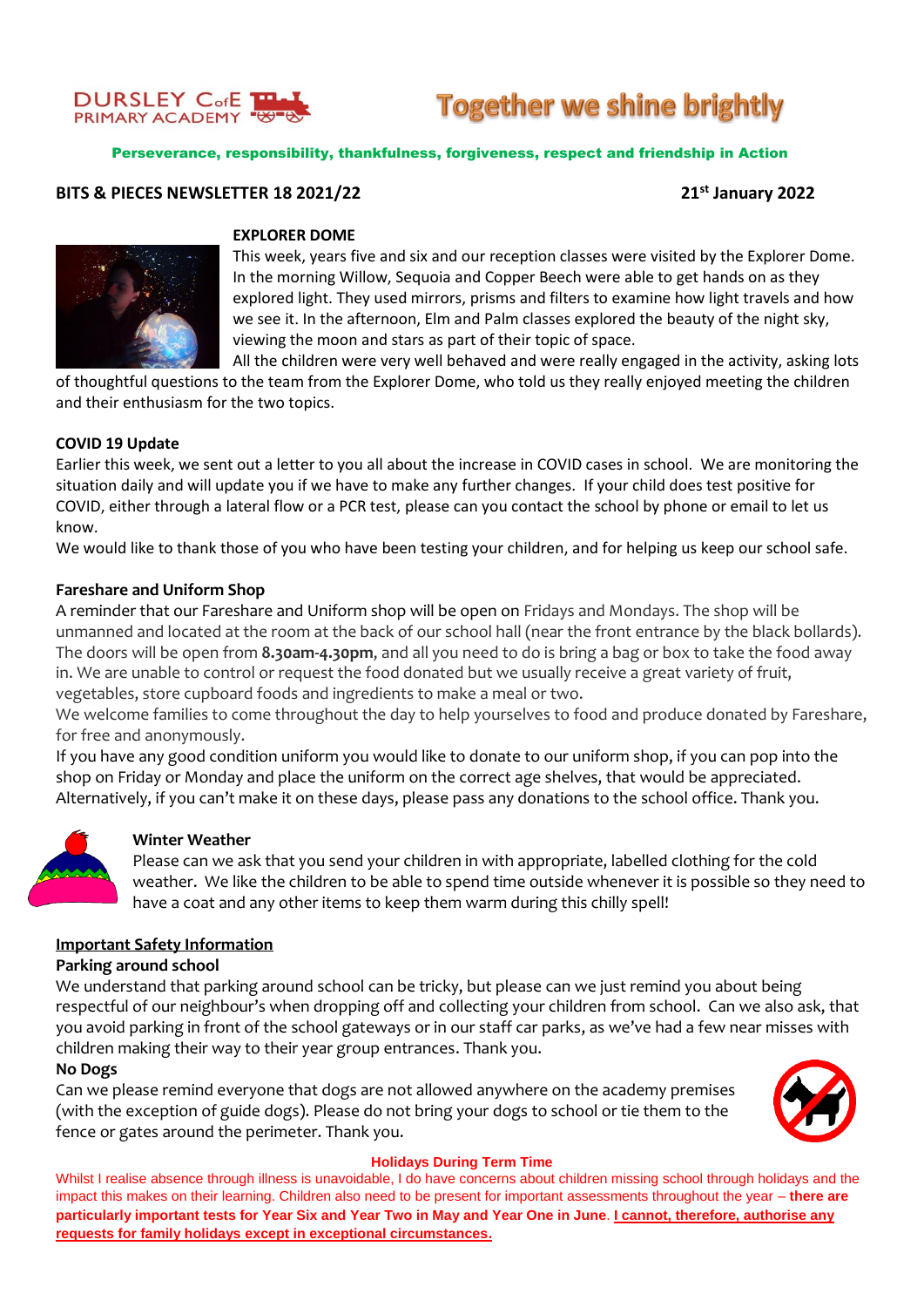DURSLEY CofE PRIMARY ACADEMY

# Together we shine brightly

**Perseverance, responsibility, thankfulness, forgiveness, respect and friendship in Action**

**BITS & PIECES NEWSLETTER 18 2021/22** **21st January 2022**

## EXPLORER DOME

This week, years five and six and our reception classes were visited by the Explorer Dome. In the morning Willow, Sequoia and Copper Beech were able to get hands on as they explored light. They used mirrors, prisms and filters to examine how light travels and how we see it. In the afternoon, Elm and Palm classes explored the beauty of the night sky, viewing the moon and stars as part of their topic of space.

All the children were very well behaved and were really engaged in the activity, asking lots of thoughtful questions to the team from the Explorer Dome, who told us they really enjoyed meeting the children and their enthusiasm for the two topics.

## COVID 19 Update

Earlier this week, we sent out a letter to you all about the increase in COVID cases in school. We are monitoring the situation daily and will update you if we have to make any further changes. If your child does test positive for COVID, either through a lateral flow or a PCR test, please can you contact the school by phone or email to let us know.

We would like to thank those of you who have been testing your children, and for helping us keep our school safe.

## Fareshare and Uniform Shop

A reminder that our Fareshare and Uniform shop will be open on Fridays and Mondays. The shop will be unmanned and located at the room at the back of our school hall (near the front entrance by the black bollards). The doors will be open from **8.30am-4.30pm**, and all you need to do is bring a bag or box to take the food away in. We are unable to control or request the food donated but we usually receive a great variety of fruit, vegetables, store cupboard foods and ingredients to make a meal or two.

We welcome families to come throughout the day to help yourselves to food and produce donated by Fareshare, for free and anonymously.

If you have any good condition uniform you would like to donate to our uniform shop, if you can pop into the shop on Friday or Monday and place the uniform on the correct age shelves, that would be appreciated. Alternatively, if you can't make it on these days, please pass any donations to the school office. Thank you.

## Winter Weather

Please can we ask that you send your children in with appropriate, labelled clothing for the cold weather. We like the children to be able to spend time outside whenever it is possible so they need to have a coat and any other items to keep them warm during this chilly spell!

## Important Safety Information

### Parking around school

We understand that parking around school can be tricky, but please can we just remind you about being respectful of our neighbour's when dropping off and collecting your children from school. Can we also ask, that you avoid parking in front of the school gateways or in our staff car parks, as we've had a few near misses with children making their way to their year group entrances. Thank you.

### No Dogs

Can we please remind everyone that dogs are not allowed anywhere on the academy premises (with the exception of guide dogs). Please do not bring your dogs to school or tie them to the fence or gates around the perimeter. Thank you.

## Holidays During Term Time

Whilst I realise absence through illness is unavoidable, I do have concerns about children missing school through holidays and the impact this makes on their learning. Children also need to be present for important assessments throughout the year – **there are particularly important tests for Year Six and Year Two in May and Year One in June**. **<u>I cannot, therefore, authorise any requests for family holidays except in exceptional circumstances.</u>**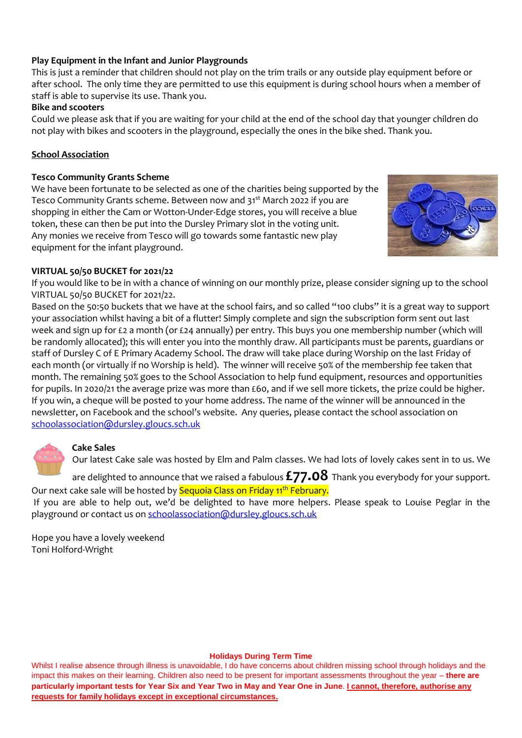**Play Equipment in the Infant and Junior Playgrounds**

This is just a reminder that children should not play on the trim trails or any outside play equipment before or after school. The only time they are permitted to use this equipment is during school hours when a member of staff is able to supervise its use. Thank you.

**Bike and scooters**

Could we please ask that if you are waiting for your child at the end of the school day that younger children do not play with bikes and scooters in the playground, especially the ones in the bike shed. Thank you.

**School Association**

**Tesco Community Grants Scheme**

We have been fortunate to be selected as one of the charities being supported by the Tesco Community Grants scheme. Between now and 31st March 2022 if you are shopping in either the Cam or Wotton-Under-Edge stores, you will receive a blue token, these can then be put into the Dursley Primary slot in the voting unit. Any monies we receive from Tesco will go towards some fantastic new play equipment for the infant playground.

**VIRTUAL 50/50 BUCKET for 2021/22**

If you would like to be in with a chance of winning on our monthly prize, please consider signing up to the school VIRTUAL 50/50 BUCKET for 2021/22.

Based on the 50:50 buckets that we have at the school fairs, and so called "100 clubs" it is a great way to support your association whilst having a bit of a flutter! Simply complete and sign the subscription form sent out last week and sign up for £2 a month (or £24 annually) per entry. This buys you one membership number (which will be randomly allocated); this will enter you into the monthly draw. All participants must be parents, guardians or staff of Dursley C of E Primary Academy School. The draw will take place during Worship on the last Friday of each month (or virtually if no Worship is held). The winner will receive 50% of the membership fee taken that month. The remaining 50% goes to the School Association to help fund equipment, resources and opportunities for pupils. In 2020/21 the average prize was more than £60, and if we sell more tickets, the prize could be higher. If you win, a cheque will be posted to your home address. The name of the winner will be announced in the newsletter, on Facebook and the school's website. Any queries, please contact the school association on schoolassociation@dursley.gloucs.sch.uk

**Cake Sales**

Our latest Cake sale was hosted by Elm and Palm classes. We had lots of lovely cakes sent in to us. We are delighted to announce that we raised a fabulous **£77.08** Thank you everybody for your support. Our next cake sale will be hosted by Sequoia Class on Friday 11th February.

If you are able to help out, we'd be delighted to have more helpers. Please speak to Louise Peglar in the playground or contact us on schoolassociation@dursley.gloucs.sch.uk

Hope you have a lovely weekend
Toni Holford-Wright

**Holidays During Term Time**

Whilst I realise absence through illness is unavoidable, I do have concerns about children missing school through holidays and the impact this makes on their learning. Children also need to be present for important assessments throughout the year – **there are particularly important tests for Year Six and Year Two in May and Year One in June**. **I cannot, therefore, authorise any requests for family holidays except in exceptional circumstances.**